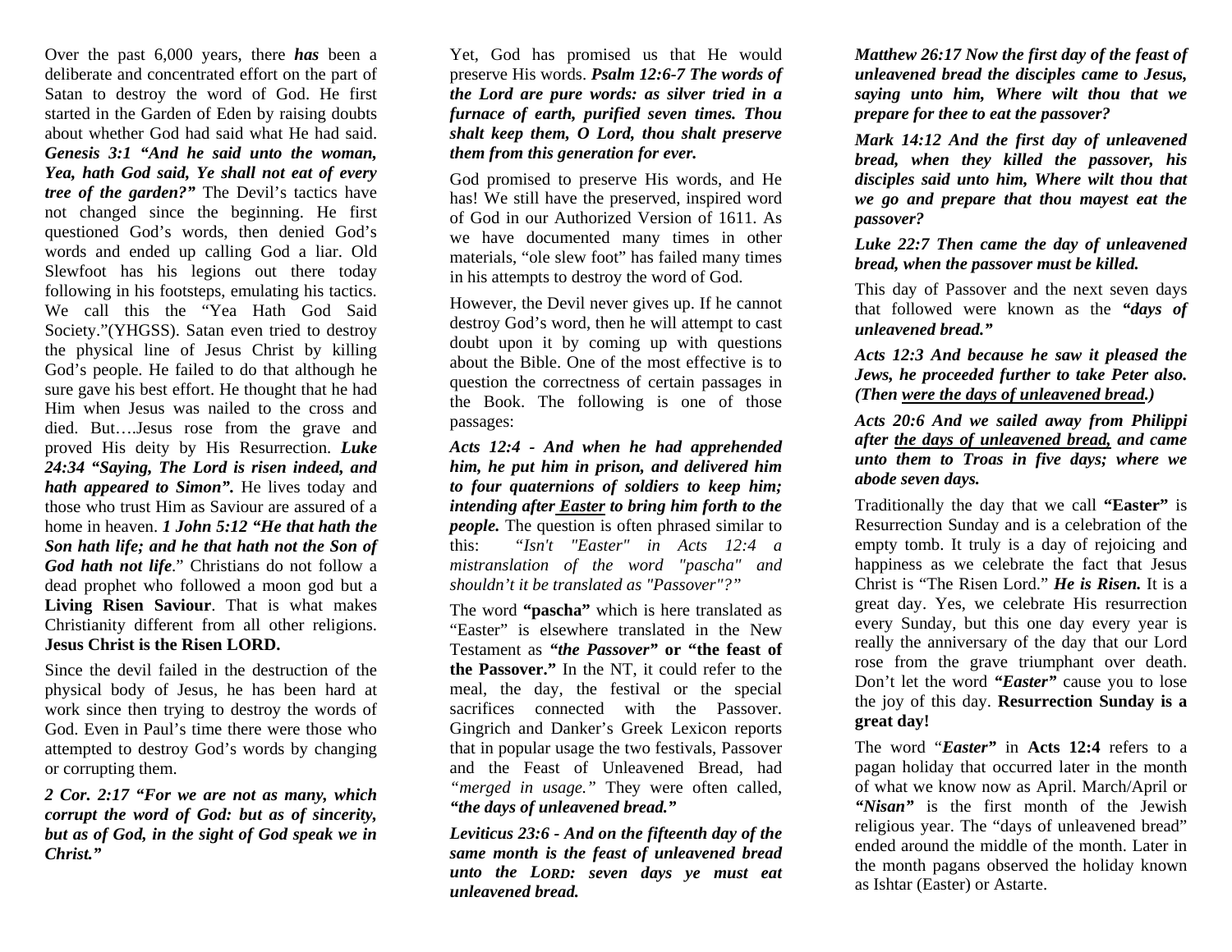Over the past 6,000 years, there ***has*** been a deliberate and concentrated effort on the part of Satan to destroy the word of God. He first started in the Garden of Eden by raising doubts about whether God had said what He had said. ***Genesis 3:1 "And he said unto the woman, Yea, hath God said, Ye shall not eat of every tree of the garden?"*** The Devil's tactics have not changed since the beginning. He first questioned God's words, then denied God's words and ended up calling God a liar. Old Slewfoot has his legions out there today following in his footsteps, emulating his tactics. We call this the "Yea Hath God Said Society."(YHGSS). Satan even tried to destroy the physical line of Jesus Christ by killing God's people. He failed to do that although he sure gave his best effort. He thought that he had Him when Jesus was nailed to the cross and died. But….Jesus rose from the grave and proved His deity by His Resurrection. ***Luke 24:34 "Saying, The Lord is risen indeed, and hath appeared to Simon".*** He lives today and those who trust Him as Saviour are assured of a home in heaven. ***1 John 5:12 "He that hath the Son hath life; and he that hath not the Son of God hath not life***." Christians do not follow a dead prophet who followed a moon god but a **Living Risen Saviour**. That is what makes Christianity different from all other religions. **Jesus Christ is the Risen LORD.**

Since the devil failed in the destruction of the physical body of Jesus, he has been hard at work since then trying to destroy the words of God. Even in Paul's time there were those who attempted to destroy God's words by changing or corrupting them.

***2 Cor. 2:17 "For we are not as many, which corrupt the word of God: but as of sincerity, but as of God, in the sight of God speak we in Christ."***

Yet, God has promised us that He would preserve His words. ***Psalm 12:6-7 The words of the Lord are pure words: as silver tried in a furnace of earth, purified seven times. Thou shalt keep them, O Lord, thou shalt preserve them from this generation for ever.***

God promised to preserve His words, and He has! We still have the preserved, inspired word of God in our Authorized Version of 1611. As we have documented many times in other materials, "ole slew foot" has failed many times in his attempts to destroy the word of God.

However, the Devil never gives up. If he cannot destroy God's word, then he will attempt to cast doubt upon it by coming up with questions about the Bible. One of the most effective is to question the correctness of certain passages in the Book. The following is one of those passages:

***Acts 12:4 - And when he had apprehended him, he put him in prison, and delivered him to four quaternions of soldiers to keep him; intending after <u>Easter</u> to bring him forth to the people.*** The question is often phrased similar to this: *"Isn't "Easter" in Acts 12:4 a mistranslation of the word "pascha" and shouldn't it be translated as "Passover"?"*

The word **"pascha"** which is here translated as "Easter" is elsewhere translated in the New Testament as ***"the Passover"*** **or "the feast of the Passover."** In the NT, it could refer to the meal, the day, the festival or the special sacrifices connected with the Passover. Gingrich and Danker's Greek Lexicon reports that in popular usage the two festivals, Passover and the Feast of Unleavened Bread, had *"merged in usage."* They were often called, ***"the days of unleavened bread."***

***Leviticus 23:6 - And on the fifteenth day of the same month is the feast of unleavened bread unto the LORD: seven days ye must eat unleavened bread.***

***Matthew 26:17 Now the first day of the feast of unleavened bread the disciples came to Jesus, saying unto him, Where wilt thou that we prepare for thee to eat the passover?***

***Mark 14:12 And the first day of unleavened bread, when they killed the passover, his disciples said unto him, Where wilt thou that we go and prepare that thou mayest eat the passover?***

***Luke 22:7 Then came the day of unleavened bread, when the passover must be killed.***

This day of Passover and the next seven days that followed were known as the ***"days of unleavened bread."***

***Acts 12:3 And because he saw it pleased the Jews, he proceeded further to take Peter also. (Then <u>were the days of unleavened bread</u>.)***

***Acts 20:6 And we sailed away from Philippi after <u>the days of unleavened bread,</u> and came unto them to Troas in five days; where we abode seven days.***

Traditionally the day that we call **"Easter"** is Resurrection Sunday and is a celebration of the empty tomb. It truly is a day of rejoicing and happiness as we celebrate the fact that Jesus Christ is "The Risen Lord." ***He is Risen.*** It is a great day. Yes, we celebrate His resurrection every Sunday, but this one day every year is really the anniversary of the day that our Lord rose from the grave triumphant over death. Don't let the word ***"Easter"*** cause you to lose the joy of this day. **Resurrection Sunday is a great day!**

The word "***Easter"*** in **Acts 12:4** refers to a pagan holiday that occurred later in the month of what we know now as April. March/April or ***"Nisan"*** is the first month of the Jewish religious year. The "days of unleavened bread" ended around the middle of the month. Later in the month pagans observed the holiday known as Ishtar (Easter) or Astarte.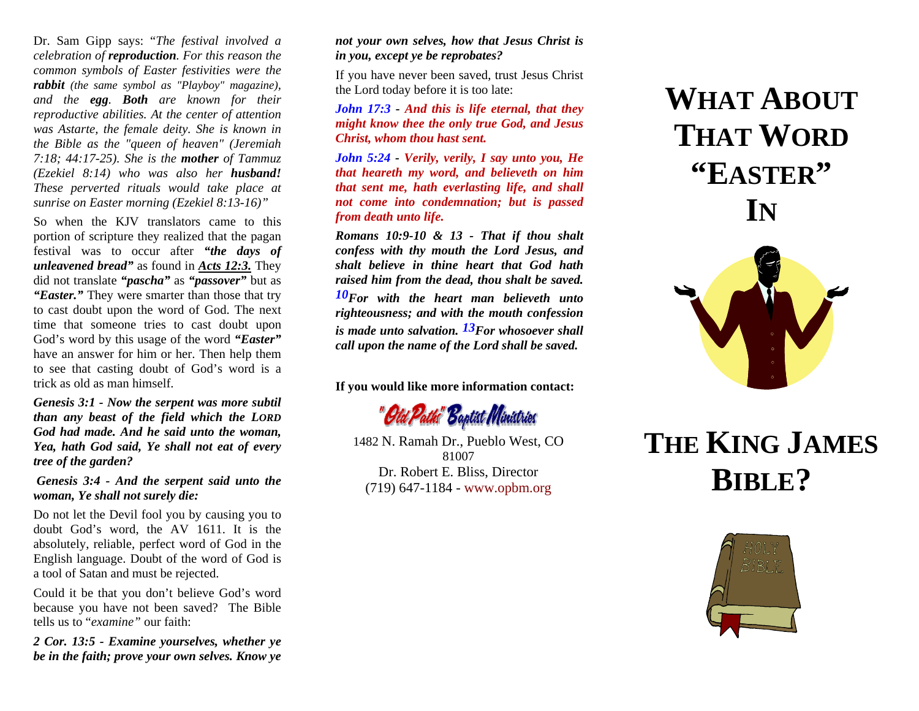Dr. Sam Gipp says: "*The festival involved a celebration of* ***reproduction****. For this reason the common symbols of Easter festivities were the* ***rabbit*** *(the same symbol as "Playboy" magazine), and the* ***egg****.* ***Both*** *are known for their reproductive abilities. At the center of attention was Astarte, the female deity. She is known in the Bible as the "queen of heaven" (Jeremiah 7:18; 44:17-25). She is the* ***mother*** *of Tammuz (Ezekiel 8:14) who was also her* ***husband!*** *These perverted rituals would take place at sunrise on Easter morning (Ezekiel 8:13-16)*"

So when the KJV translators came to this portion of scripture they realized that the pagan festival was to occur after ***"the days of unleavened bread"*** as found in ***Acts 12:3.*** They did not translate ***"pascha"*** as ***"passover"*** but as ***"Easter."*** They were smarter than those that try to cast doubt upon the word of God. The next time that someone tries to cast doubt upon God's word by this usage of the word ***"Easter"*** have an answer for him or her. Then help them to see that casting doubt of God's word is a trick as old as man himself.

***Genesis 3:1 - Now the serpent was more subtil than any beast of the field which the LORD God had made. And he said unto the woman, Yea, hath God said, Ye shall not eat of every tree of the garden?***

***Genesis 3:4 - And the serpent said unto the woman, Ye shall not surely die:***

Do not let the Devil fool you by causing you to doubt God's word, the AV 1611. It is the absolutely, reliable, perfect word of God in the English language. Doubt of the word of God is a tool of Satan and must be rejected.

Could it be that you don't believe God's word because you have not been saved? The Bible tells us to "*examine*" our faith:

***2 Cor. 13:5 - Examine yourselves, whether ye be in the faith; prove your own selves. Know ye not your own selves, how that Jesus Christ is in you, except ye be reprobates?***

If you have never been saved, trust Jesus Christ the Lord today before it is too late:

***John 17:3 - And this is life eternal, that they might know thee the only true God, and Jesus Christ, whom thou hast sent.***

***John 5:24 - Verily, verily, I say unto you, He that heareth my word, and believeth on him that sent me, hath everlasting life, and shall not come into condemnation; but is passed from death unto life.***

***Romans 10:9-10 & 13 - That if thou shalt confess with thy mouth the Lord Jesus, and shalt believe in thine heart that God hath raised him from the dead, thou shalt be saved. 10For with the heart man believeth unto righteousness; and with the mouth confession is made unto salvation. 13For whosoever shall call upon the name of the Lord shall be saved.***

**If you would like more information contact:**

"Old Paths" Baptist Ministries

1482 N. Ramah Dr., Pueblo West, CO 81007
Dr. Robert E. Bliss, Director
(719) 647-1184 - www.opbm.org

# WHAT ABOUT THAT WORD "EASTER" IN

# THE KING JAMES BIBLE?